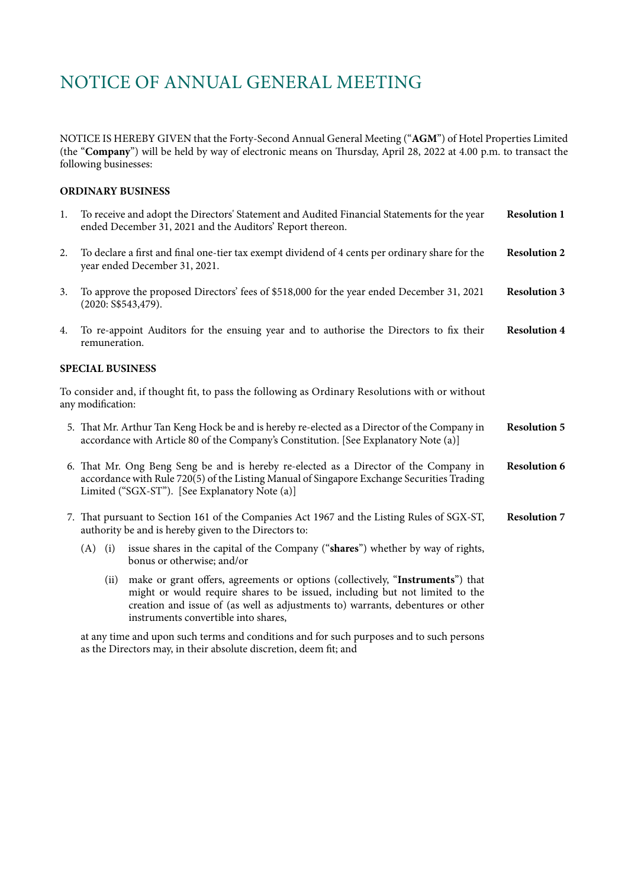# NOTICE OF ANNUAL GENERAL MEETING

NOTICE IS HEREBY GIVEN that the Forty-Second Annual General Meeting ("**AGM**") of Hotel Properties Limited (the "**Company**") will be held by way of electronic means on Thursday, April 28, 2022 at 4.00 p.m. to transact the following businesses:

**ORDINARY BUSINESS**

1. To receive and adopt the Directors' Statement and Audited Financial Statements for the year ended December 31, 2021 and the Auditors' Report thereon. **Resolution 1**

2. To declare a first and final one-tier tax exempt dividend of 4 cents per ordinary share for the year ended December 31, 2021. **Resolution 2**

3. To approve the proposed Directors' fees of $518,000 for the year ended December 31, 2021 (2020: S$543,479). **Resolution 3**

4. To re-appoint Auditors for the ensuing year and to authorise the Directors to fix their remuneration. **Resolution 4**

**SPECIAL BUSINESS**

To consider and, if thought fit, to pass the following as Ordinary Resolutions with or without any modification:

5. That Mr. Arthur Tan Keng Hock be and is hereby re-elected as a Director of the Company in accordance with Article 80 of the Company's Constitution. [See Explanatory Note (a)] **Resolution 5**

6. That Mr. Ong Beng Seng be and is hereby re-elected as a Director of the Company in accordance with Rule 720(5) of the Listing Manual of Singapore Exchange Securities Trading Limited ("SGX-ST"). [See Explanatory Note (a)] **Resolution 6**

7. That pursuant to Section 161 of the Companies Act 1967 and the Listing Rules of SGX-ST, authority be and is hereby given to the Directors to: **Resolution 7**

   (A) (i) issue shares in the capital of the Company ("**shares**") whether by way of rights, bonus or otherwise; and/or

   (ii) make or grant offers, agreements or options (collectively, "**Instruments**") that might or would require shares to be issued, including but not limited to the creation and issue of (as well as adjustments to) warrants, debentures or other instruments convertible into shares,

   at any time and upon such terms and conditions and for such purposes and to such persons as the Directors may, in their absolute discretion, deem fit; and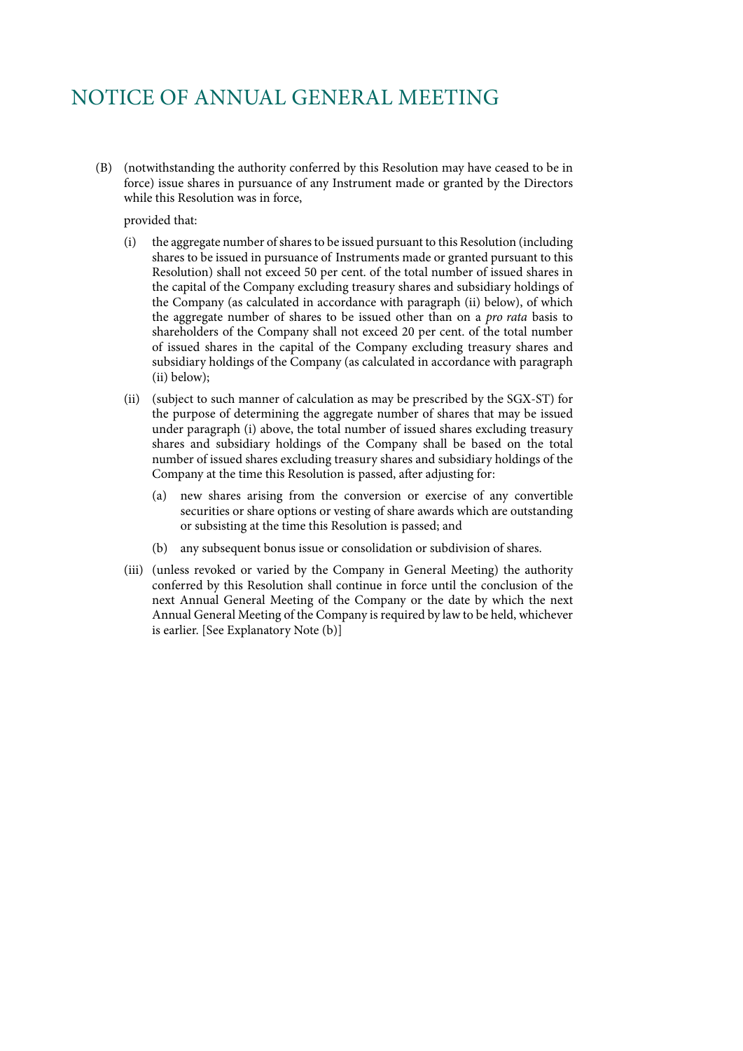# NOTICE OF ANNUAL GENERAL MEETING

(B) (notwithstanding the authority conferred by this Resolution may have ceased to be in force) issue shares in pursuance of any Instrument made or granted by the Directors while this Resolution was in force,

provided that:

(i) the aggregate number of shares to be issued pursuant to this Resolution (including shares to be issued in pursuance of Instruments made or granted pursuant to this Resolution) shall not exceed 50 per cent. of the total number of issued shares in the capital of the Company excluding treasury shares and subsidiary holdings of the Company (as calculated in accordance with paragraph (ii) below), of which the aggregate number of shares to be issued other than on a *pro rata* basis to shareholders of the Company shall not exceed 20 per cent. of the total number of issued shares in the capital of the Company excluding treasury shares and subsidiary holdings of the Company (as calculated in accordance with paragraph (ii) below);

(ii) (subject to such manner of calculation as may be prescribed by the SGX-ST) for the purpose of determining the aggregate number of shares that may be issued under paragraph (i) above, the total number of issued shares excluding treasury shares and subsidiary holdings of the Company shall be based on the total number of issued shares excluding treasury shares and subsidiary holdings of the Company at the time this Resolution is passed, after adjusting for:

   (a) new shares arising from the conversion or exercise of any convertible securities or share options or vesting of share awards which are outstanding or subsisting at the time this Resolution is passed; and

   (b) any subsequent bonus issue or consolidation or subdivision of shares.

(iii) (unless revoked or varied by the Company in General Meeting) the authority conferred by this Resolution shall continue in force until the conclusion of the next Annual General Meeting of the Company or the date by which the next Annual General Meeting of the Company is required by law to be held, whichever is earlier. [See Explanatory Note (b)]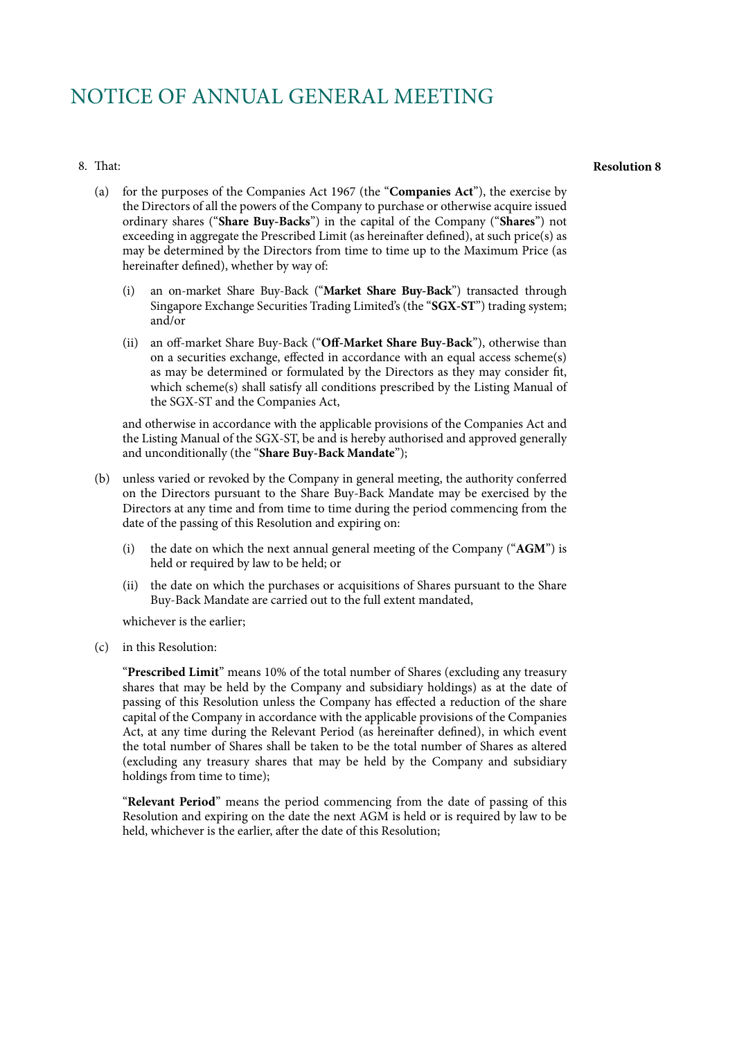# NOTICE OF ANNUAL GENERAL MEETING

8. That: **Resolution 8**

(a) for the purposes of the Companies Act 1967 (the "**Companies Act**"), the exercise by the Directors of all the powers of the Company to purchase or otherwise acquire issued ordinary shares ("**Share Buy-Backs**") in the capital of the Company ("**Shares**") not exceeding in aggregate the Prescribed Limit (as hereinafter defined), at such price(s) as may be determined by the Directors from time to time up to the Maximum Price (as hereinafter defined), whether by way of:

   (i) an on-market Share Buy-Back ("**Market Share Buy-Back**") transacted through Singapore Exchange Securities Trading Limited's (the "**SGX-ST**") trading system; and/or

   (ii) an off-market Share Buy-Back ("**Off-Market Share Buy-Back**"), otherwise than on a securities exchange, effected in accordance with an equal access scheme(s) as may be determined or formulated by the Directors as they may consider fit, which scheme(s) shall satisfy all conditions prescribed by the Listing Manual of the SGX-ST and the Companies Act,

   and otherwise in accordance with the applicable provisions of the Companies Act and the Listing Manual of the SGX-ST, be and is hereby authorised and approved generally and unconditionally (the "**Share Buy-Back Mandate**");

(b) unless varied or revoked by the Company in general meeting, the authority conferred on the Directors pursuant to the Share Buy-Back Mandate may be exercised by the Directors at any time and from time to time during the period commencing from the date of the passing of this Resolution and expiring on:

   (i) the date on which the next annual general meeting of the Company ("**AGM**") is held or required by law to be held; or

   (ii) the date on which the purchases or acquisitions of Shares pursuant to the Share Buy-Back Mandate are carried out to the full extent mandated,

   whichever is the earlier;

(c) in this Resolution:

   "**Prescribed Limit**" means 10% of the total number of Shares (excluding any treasury shares that may be held by the Company and subsidiary holdings) as at the date of passing of this Resolution unless the Company has effected a reduction of the share capital of the Company in accordance with the applicable provisions of the Companies Act, at any time during the Relevant Period (as hereinafter defined), in which event the total number of Shares shall be taken to be the total number of Shares as altered (excluding any treasury shares that may be held by the Company and subsidiary holdings from time to time);

   "**Relevant Period**" means the period commencing from the date of passing of this Resolution and expiring on the date the next AGM is held or is required by law to be held, whichever is the earlier, after the date of this Resolution;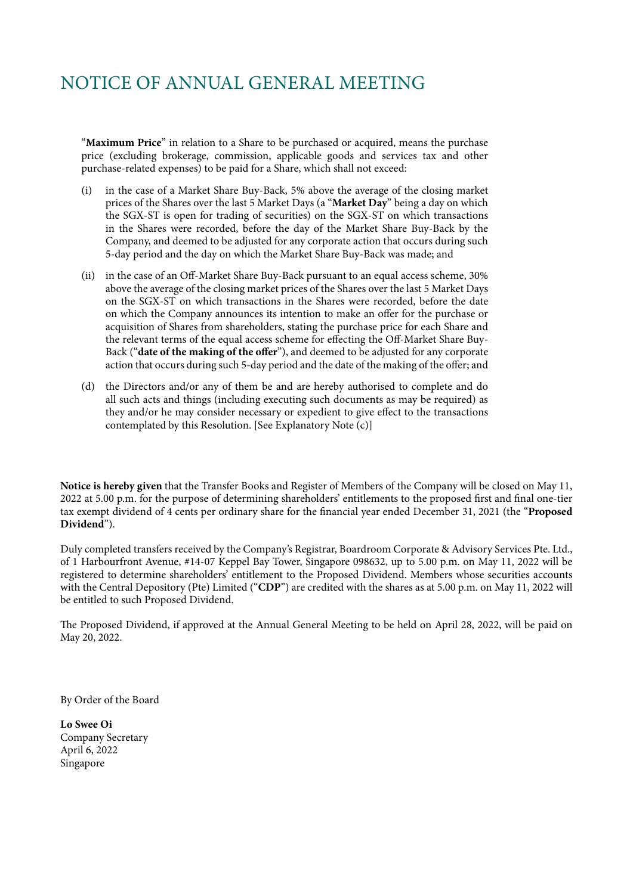# NOTICE OF ANNUAL GENERAL MEETING

"**Maximum Price**" in relation to a Share to be purchased or acquired, means the purchase price (excluding brokerage, commission, applicable goods and services tax and other purchase-related expenses) to be paid for a Share, which shall not exceed:

(i) in the case of a Market Share Buy-Back, 5% above the average of the closing market prices of the Shares over the last 5 Market Days (a "**Market Day**" being a day on which the SGX-ST is open for trading of securities) on the SGX-ST on which transactions in the Shares were recorded, before the day of the Market Share Buy-Back by the Company, and deemed to be adjusted for any corporate action that occurs during such 5-day period and the day on which the Market Share Buy-Back was made; and

(ii) in the case of an Off-Market Share Buy-Back pursuant to an equal access scheme, 30% above the average of the closing market prices of the Shares over the last 5 Market Days on the SGX-ST on which transactions in the Shares were recorded, before the date on which the Company announces its intention to make an offer for the purchase or acquisition of Shares from shareholders, stating the purchase price for each Share and the relevant terms of the equal access scheme for effecting the Off-Market Share Buy-Back ("**date of the making of the offer**"), and deemed to be adjusted for any corporate action that occurs during such 5-day period and the date of the making of the offer; and

(d) the Directors and/or any of them be and are hereby authorised to complete and do all such acts and things (including executing such documents as may be required) as they and/or he may consider necessary or expedient to give effect to the transactions contemplated by this Resolution. [See Explanatory Note (c)]

**Notice is hereby given** that the Transfer Books and Register of Members of the Company will be closed on May 11, 2022 at 5.00 p.m. for the purpose of determining shareholders' entitlements to the proposed first and final one-tier tax exempt dividend of 4 cents per ordinary share for the financial year ended December 31, 2021 (the "**Proposed Dividend**").

Duly completed transfers received by the Company's Registrar, Boardroom Corporate & Advisory Services Pte. Ltd., of 1 Harbourfront Avenue, #14-07 Keppel Bay Tower, Singapore 098632, up to 5.00 p.m. on May 11, 2022 will be registered to determine shareholders' entitlement to the Proposed Dividend. Members whose securities accounts with the Central Depository (Pte) Limited ("**CDP**") are credited with the shares as at 5.00 p.m. on May 11, 2022 will be entitled to such Proposed Dividend.

The Proposed Dividend, if approved at the Annual General Meeting to be held on April 28, 2022, will be paid on May 20, 2022.

By Order of the Board

**Lo Swee Oi**
Company Secretary
April 6, 2022
Singapore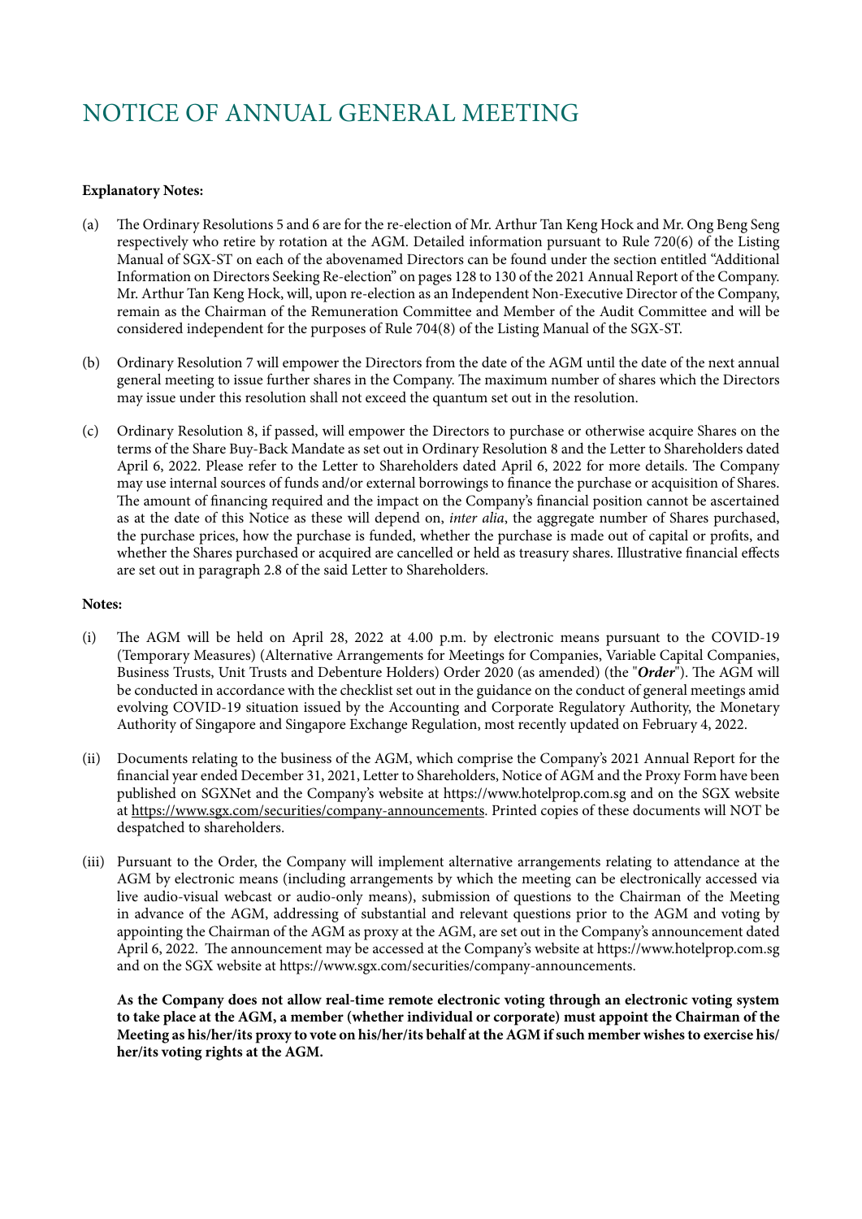# NOTICE OF ANNUAL GENERAL MEETING

**Explanatory Notes:**

(a) The Ordinary Resolutions 5 and 6 are for the re-election of Mr. Arthur Tan Keng Hock and Mr. Ong Beng Seng respectively who retire by rotation at the AGM. Detailed information pursuant to Rule 720(6) of the Listing Manual of SGX-ST on each of the abovenamed Directors can be found under the section entitled "Additional Information on Directors Seeking Re-election" on pages 128 to 130 of the 2021 Annual Report of the Company. Mr. Arthur Tan Keng Hock, will, upon re-election as an Independent Non-Executive Director of the Company, remain as the Chairman of the Remuneration Committee and Member of the Audit Committee and will be considered independent for the purposes of Rule 704(8) of the Listing Manual of the SGX-ST.

(b) Ordinary Resolution 7 will empower the Directors from the date of the AGM until the date of the next annual general meeting to issue further shares in the Company. The maximum number of shares which the Directors may issue under this resolution shall not exceed the quantum set out in the resolution.

(c) Ordinary Resolution 8, if passed, will empower the Directors to purchase or otherwise acquire Shares on the terms of the Share Buy-Back Mandate as set out in Ordinary Resolution 8 and the Letter to Shareholders dated April 6, 2022. Please refer to the Letter to Shareholders dated April 6, 2022 for more details. The Company may use internal sources of funds and/or external borrowings to finance the purchase or acquisition of Shares. The amount of financing required and the impact on the Company's financial position cannot be ascertained as at the date of this Notice as these will depend on, *inter alia*, the aggregate number of Shares purchased, the purchase prices, how the purchase is funded, whether the purchase is made out of capital or profits, and whether the Shares purchased or acquired are cancelled or held as treasury shares. Illustrative financial effects are set out in paragraph 2.8 of the said Letter to Shareholders.

**Notes:**

(i) The AGM will be held on April 28, 2022 at 4.00 p.m. by electronic means pursuant to the COVID-19 (Temporary Measures) (Alternative Arrangements for Meetings for Companies, Variable Capital Companies, Business Trusts, Unit Trusts and Debenture Holders) Order 2020 (as amended) (the "***Order***"). The AGM will be conducted in accordance with the checklist set out in the guidance on the conduct of general meetings amid evolving COVID-19 situation issued by the Accounting and Corporate Regulatory Authority, the Monetary Authority of Singapore and Singapore Exchange Regulation, most recently updated on February 4, 2022.

(ii) Documents relating to the business of the AGM, which comprise the Company's 2021 Annual Report for the financial year ended December 31, 2021, Letter to Shareholders, Notice of AGM and the Proxy Form have been published on SGXNet and the Company's website at https://www.hotelprop.com.sg and on the SGX website at https://www.sgx.com/securities/company-announcements. Printed copies of these documents will NOT be despatched to shareholders.

(iii) Pursuant to the Order, the Company will implement alternative arrangements relating to attendance at the AGM by electronic means (including arrangements by which the meeting can be electronically accessed via live audio-visual webcast or audio-only means), submission of questions to the Chairman of the Meeting in advance of the AGM, addressing of substantial and relevant questions prior to the AGM and voting by appointing the Chairman of the AGM as proxy at the AGM, are set out in the Company's announcement dated April 6, 2022. The announcement may be accessed at the Company's website at https://www.hotelprop.com.sg and on the SGX website at https://www.sgx.com/securities/company-announcements.

**As the Company does not allow real-time remote electronic voting through an electronic voting system to take place at the AGM, a member (whether individual or corporate) must appoint the Chairman of the Meeting as his/her/its proxy to vote on his/her/its behalf at the AGM if such member wishes to exercise his/her/its voting rights at the AGM.**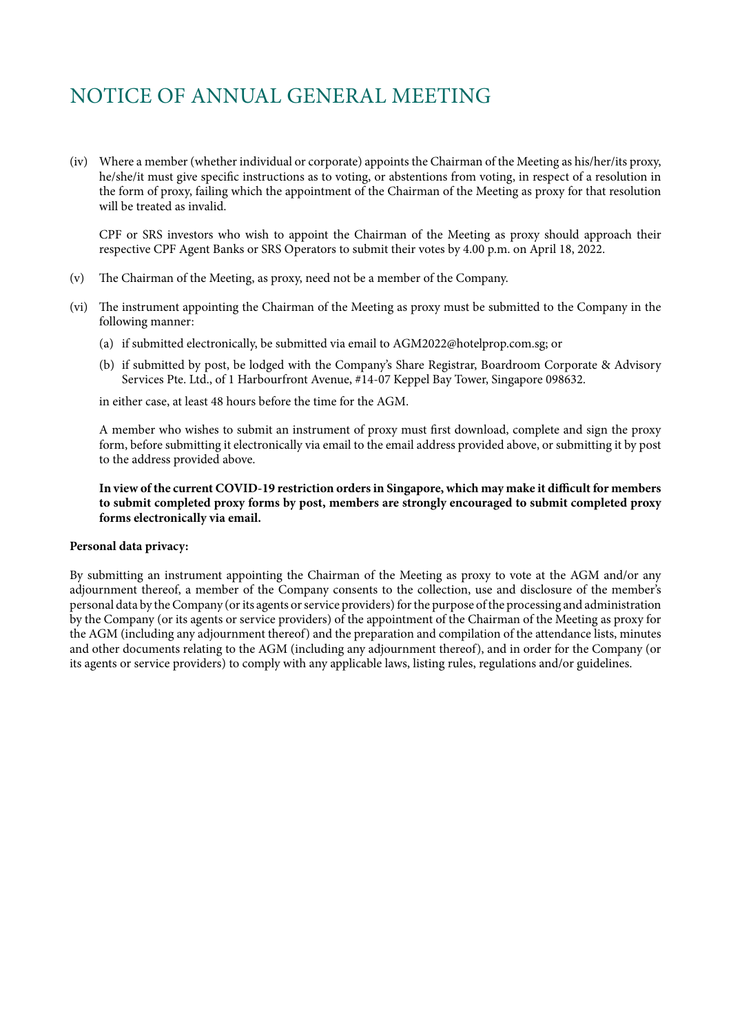# NOTICE OF ANNUAL GENERAL MEETING

(iv) Where a member (whether individual or corporate) appoints the Chairman of the Meeting as his/her/its proxy, he/she/it must give specific instructions as to voting, or abstentions from voting, in respect of a resolution in the form of proxy, failing which the appointment of the Chairman of the Meeting as proxy for that resolution will be treated as invalid.

CPF or SRS investors who wish to appoint the Chairman of the Meeting as proxy should approach their respective CPF Agent Banks or SRS Operators to submit their votes by 4.00 p.m. on April 18, 2022.

(v) The Chairman of the Meeting, as proxy, need not be a member of the Company.

(vi) The instrument appointing the Chairman of the Meeting as proxy must be submitted to the Company in the following manner:

(a) if submitted electronically, be submitted via email to AGM2022@hotelprop.com.sg; or

(b) if submitted by post, be lodged with the Company's Share Registrar, Boardroom Corporate & Advisory Services Pte. Ltd., of 1 Harbourfront Avenue, #14-07 Keppel Bay Tower, Singapore 098632.

in either case, at least 48 hours before the time for the AGM.

A member who wishes to submit an instrument of proxy must first download, complete and sign the proxy form, before submitting it electronically via email to the email address provided above, or submitting it by post to the address provided above.

**In view of the current COVID-19 restriction orders in Singapore, which may make it difficult for members to submit completed proxy forms by post, members are strongly encouraged to submit completed proxy forms electronically via email.**

**Personal data privacy:**

By submitting an instrument appointing the Chairman of the Meeting as proxy to vote at the AGM and/or any adjournment thereof, a member of the Company consents to the collection, use and disclosure of the member's personal data by the Company (or its agents or service providers) for the purpose of the processing and administration by the Company (or its agents or service providers) of the appointment of the Chairman of the Meeting as proxy for the AGM (including any adjournment thereof) and the preparation and compilation of the attendance lists, minutes and other documents relating to the AGM (including any adjournment thereof), and in order for the Company (or its agents or service providers) to comply with any applicable laws, listing rules, regulations and/or guidelines.